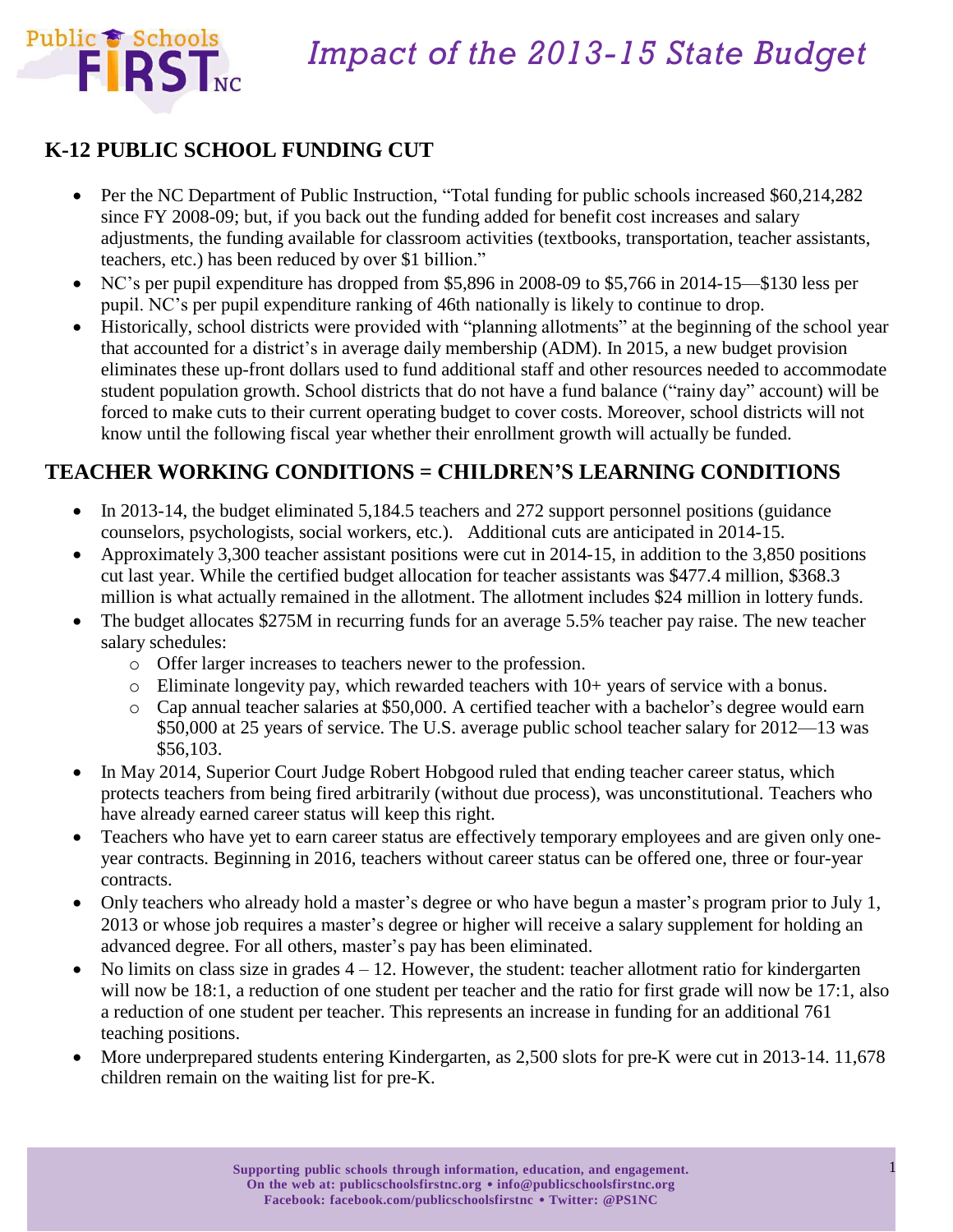# Impact of the 2013-15 State Budget

## K-12 PUBLIC SCHOOL FUNDING CUT

- Per the NC Department of Public Instruction, "Total funding for public schools increased $60,214,282 since FY 2008-09; but, if you back out the funding added for benefit cost increases and salary adjustments, the funding available for classroom activities (textbooks, transportation, teacher assistants, teachers, etc.) has been reduced by over $1 billion."
- NC's per pupil expenditure has dropped from $5,896 in 2008-09 to $5,766 in 2014-15—$130 less per pupil. NC's per pupil expenditure ranking of 46th nationally is likely to continue to drop.
- Historically, school districts were provided with "planning allotments" at the beginning of the school year that accounted for a district's in average daily membership (ADM). In 2015, a new budget provision eliminates these up-front dollars used to fund additional staff and other resources needed to accommodate student population growth. School districts that do not have a fund balance ("rainy day" account) will be forced to make cuts to their current operating budget to cover costs. Moreover, school districts will not know until the following fiscal year whether their enrollment growth will actually be funded.

## TEACHER WORKING CONDITIONS = CHILDREN'S LEARNING CONDITIONS

- In 2013-14, the budget eliminated 5,184.5 teachers and 272 support personnel positions (guidance counselors, psychologists, social workers, etc.). Additional cuts are anticipated in 2014-15.
- Approximately 3,300 teacher assistant positions were cut in 2014-15, in addition to the 3,850 positions cut last year. While the certified budget allocation for teacher assistants was $477.4 million, $368.3 million is what actually remained in the allotment. The allotment includes $24 million in lottery funds.
- The budget allocates $275M in recurring funds for an average 5.5% teacher pay raise. The new teacher salary schedules:
  - Offer larger increases to teachers newer to the profession.
  - Eliminate longevity pay, which rewarded teachers with 10+ years of service with a bonus.
  - Cap annual teacher salaries at $50,000. A certified teacher with a bachelor's degree would earn $50,000 at 25 years of service. The U.S. average public school teacher salary for 2012—13 was $56,103.
- In May 2014, Superior Court Judge Robert Hobgood ruled that ending teacher career status, which protects teachers from being fired arbitrarily (without due process), was unconstitutional. Teachers who have already earned career status will keep this right.
- Teachers who have yet to earn career status are effectively temporary employees and are given only one-year contracts. Beginning in 2016, teachers without career status can be offered one, three or four-year contracts.
- Only teachers who already hold a master's degree or who have begun a master's program prior to July 1, 2013 or whose job requires a master's degree or higher will receive a salary supplement for holding an advanced degree. For all others, master's pay has been eliminated.
- No limits on class size in grades 4 – 12. However, the student: teacher allotment ratio for kindergarten will now be 18:1, a reduction of one student per teacher and the ratio for first grade will now be 17:1, also a reduction of one student per teacher. This represents an increase in funding for an additional 761 teaching positions.
- More underprepared students entering Kindergarten, as 2,500 slots for pre-K were cut in 2013-14. 11,678 children remain on the waiting list for pre-K.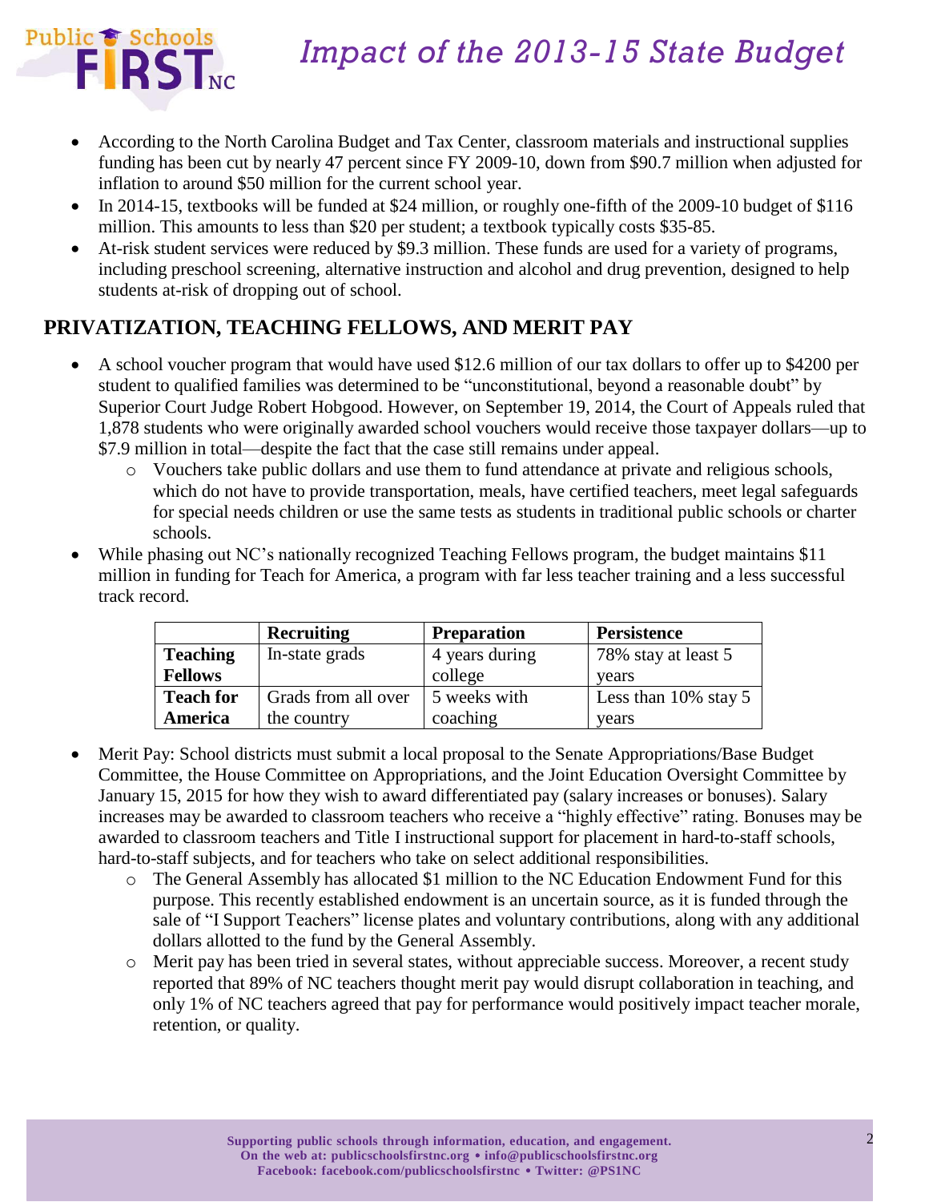- According to the North Carolina Budget and Tax Center, classroom materials and instructional supplies funding has been cut by nearly 47 percent since FY 2009-10, down from $90.7 million when adjusted for inflation to around $50 million for the current school year.
- In 2014-15, textbooks will be funded at $24 million, or roughly one-fifth of the 2009-10 budget of $116 million. This amounts to less than $20 per student; a textbook typically costs $35-85.
- At-risk student services were reduced by $9.3 million. These funds are used for a variety of programs, including preschool screening, alternative instruction and alcohol and drug prevention, designed to help students at-risk of dropping out of school.

## PRIVATIZATION, TEACHING FELLOWS, AND MERIT PAY

- A school voucher program that would have used $12.6 million of our tax dollars to offer up to $4200 per student to qualified families was determined to be "unconstitutional, beyond a reasonable doubt" by Superior Court Judge Robert Hobgood. However, on September 19, 2014, the Court of Appeals ruled that 1,878 students who were originally awarded school vouchers would receive those taxpayer dollars—up to $7.9 million in total—despite the fact that the case still remains under appeal.
  - Vouchers take public dollars and use them to fund attendance at private and religious schools, which do not have to provide transportation, meals, have certified teachers, meet legal safeguards for special needs children or use the same tests as students in traditional public schools or charter schools.
- While phasing out NC's nationally recognized Teaching Fellows program, the budget maintains $11 million in funding for Teach for America, a program with far less teacher training and a less successful track record.

| | **Recruiting** | **Preparation** | **Persistence** |
|---|---|---|---|
| **Teaching Fellows** | In-state grads | 4 years during college | 78% stay at least 5 years |
| **Teach for America** | Grads from all over the country | 5 weeks with coaching | Less than 10% stay 5 years |

- Merit Pay: School districts must submit a local proposal to the Senate Appropriations/Base Budget Committee, the House Committee on Appropriations, and the Joint Education Oversight Committee by January 15, 2015 for how they wish to award differentiated pay (salary increases or bonuses). Salary increases may be awarded to classroom teachers who receive a "highly effective" rating. Bonuses may be awarded to classroom teachers and Title I instructional support for placement in hard-to-staff schools, hard-to-staff subjects, and for teachers who take on select additional responsibilities.
  - The General Assembly has allocated $1 million to the NC Education Endowment Fund for this purpose. This recently established endowment is an uncertain source, as it is funded through the sale of "I Support Teachers" license plates and voluntary contributions, along with any additional dollars allotted to the fund by the General Assembly.
  - Merit pay has been tried in several states, without appreciable success. Moreover, a recent study reported that 89% of NC teachers thought merit pay would disrupt collaboration in teaching, and only 1% of NC teachers agreed that pay for performance would positively impact teacher morale, retention, or quality.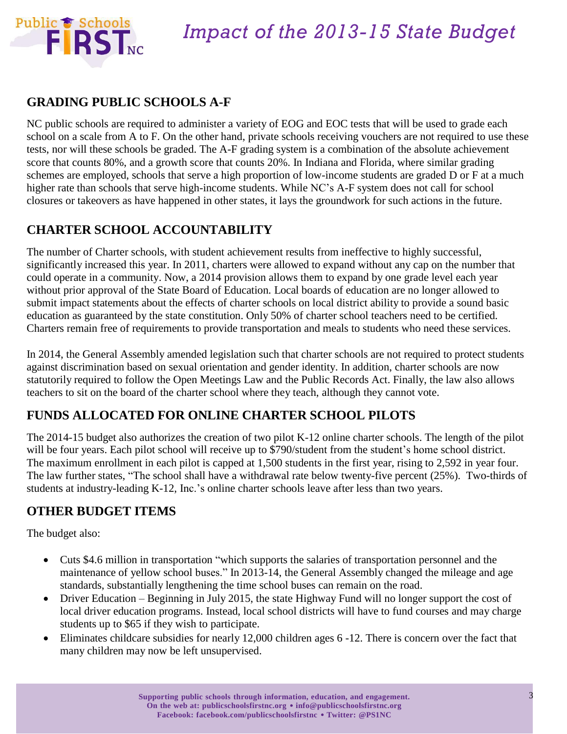## GRADING PUBLIC SCHOOLS A-F

NC public schools are required to administer a variety of EOG and EOC tests that will be used to grade each school on a scale from A to F. On the other hand, private schools receiving vouchers are not required to use these tests, nor will these schools be graded. The A-F grading system is a combination of the absolute achievement score that counts 80%, and a growth score that counts 20%. In Indiana and Florida, where similar grading schemes are employed, schools that serve a high proportion of low-income students are graded D or F at a much higher rate than schools that serve high-income students. While NC's A-F system does not call for school closures or takeovers as have happened in other states, it lays the groundwork for such actions in the future.

## CHARTER SCHOOL ACCOUNTABILITY

The number of Charter schools, with student achievement results from ineffective to highly successful, significantly increased this year. In 2011, charters were allowed to expand without any cap on the number that could operate in a community. Now, a 2014 provision allows them to expand by one grade level each year without prior approval of the State Board of Education. Local boards of education are no longer allowed to submit impact statements about the effects of charter schools on local district ability to provide a sound basic education as guaranteed by the state constitution. Only 50% of charter school teachers need to be certified. Charters remain free of requirements to provide transportation and meals to students who need these services.

In 2014, the General Assembly amended legislation such that charter schools are not required to protect students against discrimination based on sexual orientation and gender identity. In addition, charter schools are now statutorily required to follow the Open Meetings Law and the Public Records Act. Finally, the law also allows teachers to sit on the board of the charter school where they teach, although they cannot vote.

## FUNDS ALLOCATED FOR ONLINE CHARTER SCHOOL PILOTS

The 2014-15 budget also authorizes the creation of two pilot K-12 online charter schools. The length of the pilot will be four years. Each pilot school will receive up to $790/student from the student's home school district. The maximum enrollment in each pilot is capped at 1,500 students in the first year, rising to 2,592 in year four. The law further states, "The school shall have a withdrawal rate below twenty-five percent (25%). Two-thirds of students at industry-leading K-12, Inc.'s online charter schools leave after less than two years.

## OTHER BUDGET ITEMS

The budget also:

- Cuts $4.6 million in transportation "which supports the salaries of transportation personnel and the maintenance of yellow school buses." In 2013-14, the General Assembly changed the mileage and age standards, substantially lengthening the time school buses can remain on the road.
- Driver Education – Beginning in July 2015, the state Highway Fund will no longer support the cost of local driver education programs. Instead, local school districts will have to fund courses and may charge students up to $65 if they wish to participate.
- Eliminates childcare subsidies for nearly 12,000 children ages 6 -12. There is concern over the fact that many children may now be left unsupervised.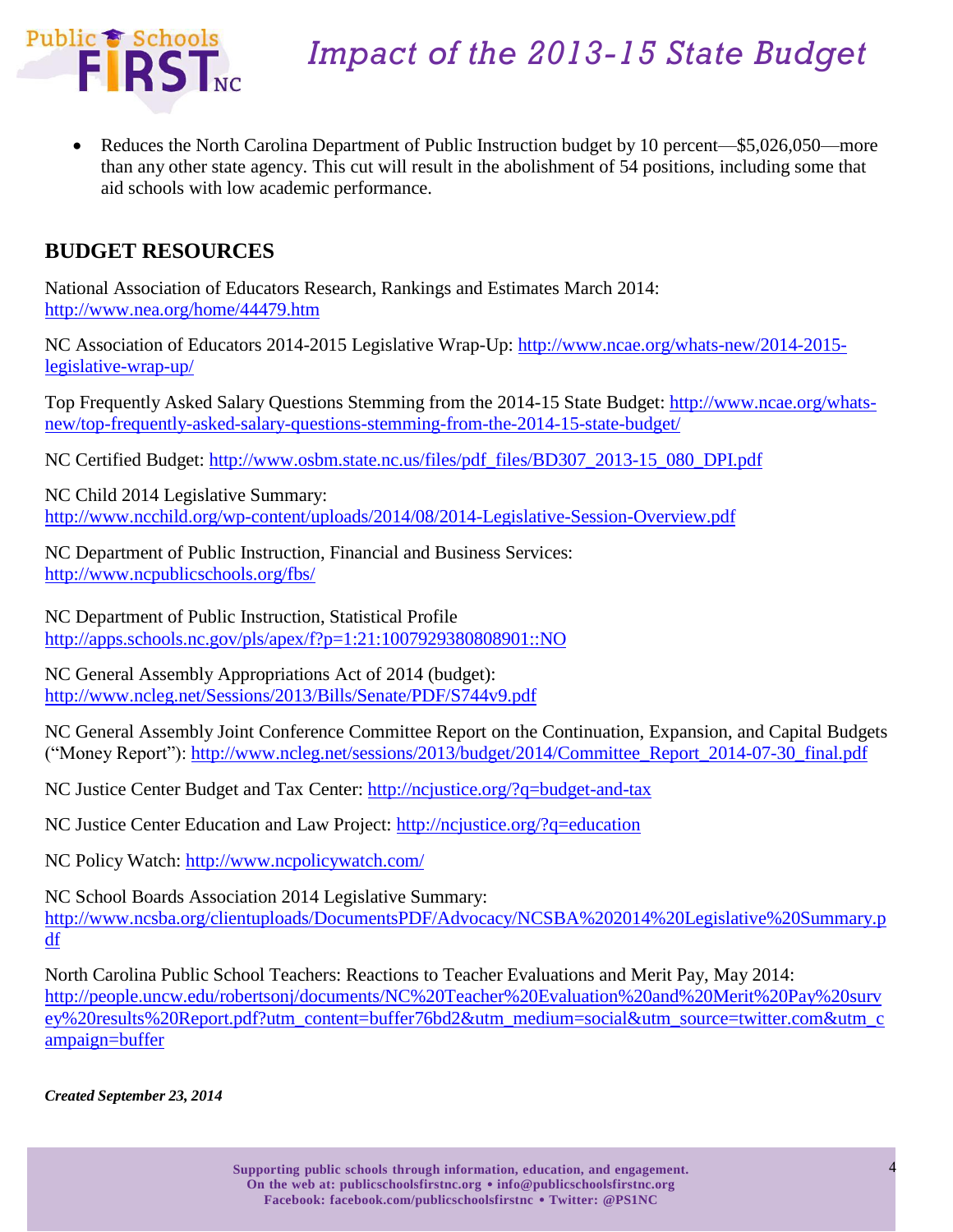- Reduces the North Carolina Department of Public Instruction budget by 10 percent—$5,026,050—more than any other state agency. This cut will result in the abolishment of 54 positions, including some that aid schools with low academic performance.

## BUDGET RESOURCES

National Association of Educators Research, Rankings and Estimates March 2014: http://www.nea.org/home/44479.htm

NC Association of Educators 2014-2015 Legislative Wrap-Up: http://www.ncae.org/whats-new/2014-2015-legislative-wrap-up/

Top Frequently Asked Salary Questions Stemming from the 2014-15 State Budget: http://www.ncae.org/whats-new/top-frequently-asked-salary-questions-stemming-from-the-2014-15-state-budget/

NC Certified Budget: http://www.osbm.state.nc.us/files/pdf_files/BD307_2013-15_080_DPI.pdf

NC Child 2014 Legislative Summary: http://www.ncchild.org/wp-content/uploads/2014/08/2014-Legislative-Session-Overview.pdf

NC Department of Public Instruction, Financial and Business Services: http://www.ncpublicschools.org/fbs/

NC Department of Public Instruction, Statistical Profile http://apps.schools.nc.gov/pls/apex/f?p=1:21:1007929380808901::NO

NC General Assembly Appropriations Act of 2014 (budget): http://www.ncleg.net/Sessions/2013/Bills/Senate/PDF/S744v9.pdf

NC General Assembly Joint Conference Committee Report on the Continuation, Expansion, and Capital Budgets ("Money Report"): http://www.ncleg.net/sessions/2013/budget/2014/Committee_Report_2014-07-30_final.pdf

NC Justice Center Budget and Tax Center: http://ncjustice.org/?q=budget-and-tax

NC Justice Center Education and Law Project: http://ncjustice.org/?q=education

NC Policy Watch: http://www.ncpolicywatch.com/

NC School Boards Association 2014 Legislative Summary: http://www.ncsba.org/clientuploads/DocumentsPDF/Advocacy/NCSBA%202014%20Legislative%20Summary.pdf

North Carolina Public School Teachers: Reactions to Teacher Evaluations and Merit Pay, May 2014: http://people.uncw.edu/robertsonj/documents/NC%20Teacher%20Evaluation%20and%20Merit%20Pay%20survey%20results%20Report.pdf?utm_content=buffer76bd2&utm_medium=social&utm_source=twitter.com&utm_campaign=buffer

***Created September 23, 2014***

**Supporting public schools through information, education, and engagement.**
**On the web at: publicschoolsfirstnc.org • info@publicschoolsfirstnc.org**
**Facebook: facebook.com/publicschoolsfirstnc • Twitter: @PS1NC**